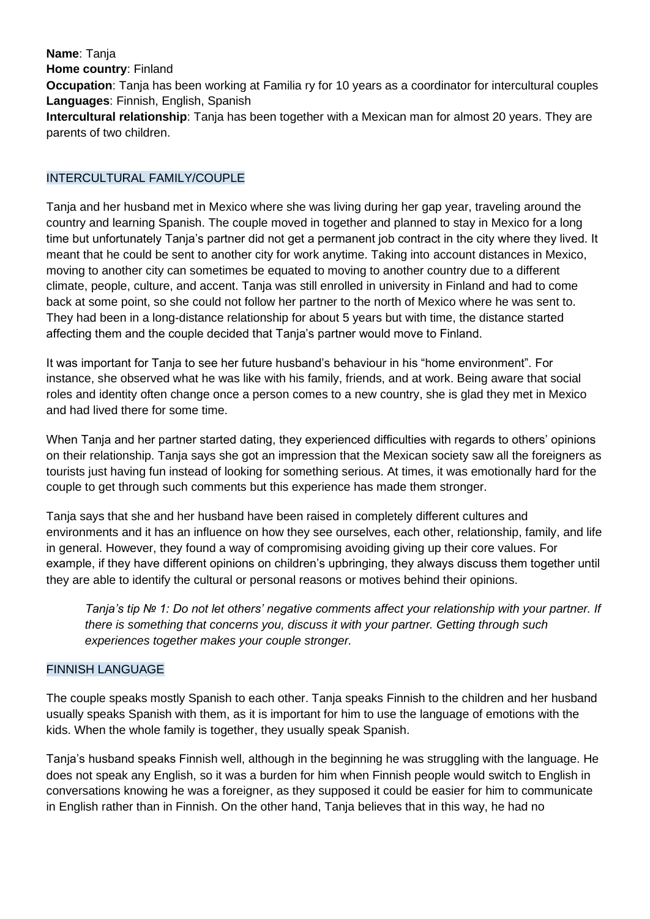**Name**: Tanja
**Home country**: Finland
**Occupation**: Tanja has been working at Familia ry for 10 years as a coordinator for intercultural couples
**Languages**: Finnish, English, Spanish
**Intercultural relationship**: Tanja has been together with a Mexican man for almost 20 years. They are parents of two children.

## INTERCULTURAL FAMILY/COUPLE

Tanja and her husband met in Mexico where she was living during her gap year, traveling around the country and learning Spanish. The couple moved in together and planned to stay in Mexico for a long time but unfortunately Tanja's partner did not get a permanent job contract in the city where they lived. It meant that he could be sent to another city for work anytime. Taking into account distances in Mexico, moving to another city can sometimes be equated to moving to another country due to a different climate, people, culture, and accent. Tanja was still enrolled in university in Finland and had to come back at some point, so she could not follow her partner to the north of Mexico where he was sent to. They had been in a long-distance relationship for about 5 years but with time, the distance started affecting them and the couple decided that Tanja's partner would move to Finland.

It was important for Tanja to see her future husband's behaviour in his "home environment". For instance, she observed what he was like with his family, friends, and at work. Being aware that social roles and identity often change once a person comes to a new country, she is glad they met in Mexico and had lived there for some time.

When Tanja and her partner started dating, they experienced difficulties with regards to others' opinions on their relationship. Tanja says she got an impression that the Mexican society saw all the foreigners as tourists just having fun instead of looking for something serious. At times, it was emotionally hard for the couple to get through such comments but this experience has made them stronger.

Tanja says that she and her husband have been raised in completely different cultures and environments and it has an influence on how they see ourselves, each other, relationship, family, and life in general. However, they found a way of compromising avoiding giving up their core values. For example, if they have different opinions on children's upbringing, they always discuss them together until they are able to identify the cultural or personal reasons or motives behind their opinions.

> *Tanja's tip № 1: Do not let others' negative comments affect your relationship with your partner. If there is something that concerns you, discuss it with your partner. Getting through such experiences together makes your couple stronger.*

## FINNISH LANGUAGE

The couple speaks mostly Spanish to each other. Tanja speaks Finnish to the children and her husband usually speaks Spanish with them, as it is important for him to use the language of emotions with the kids. When the whole family is together, they usually speak Spanish.

Tanja's husband speaks Finnish well, although in the beginning he was struggling with the language. He does not speak any English, so it was a burden for him when Finnish people would switch to English in conversations knowing he was a foreigner, as they supposed it could be easier for him to communicate in English rather than in Finnish. On the other hand, Tanja believes that in this way, he had no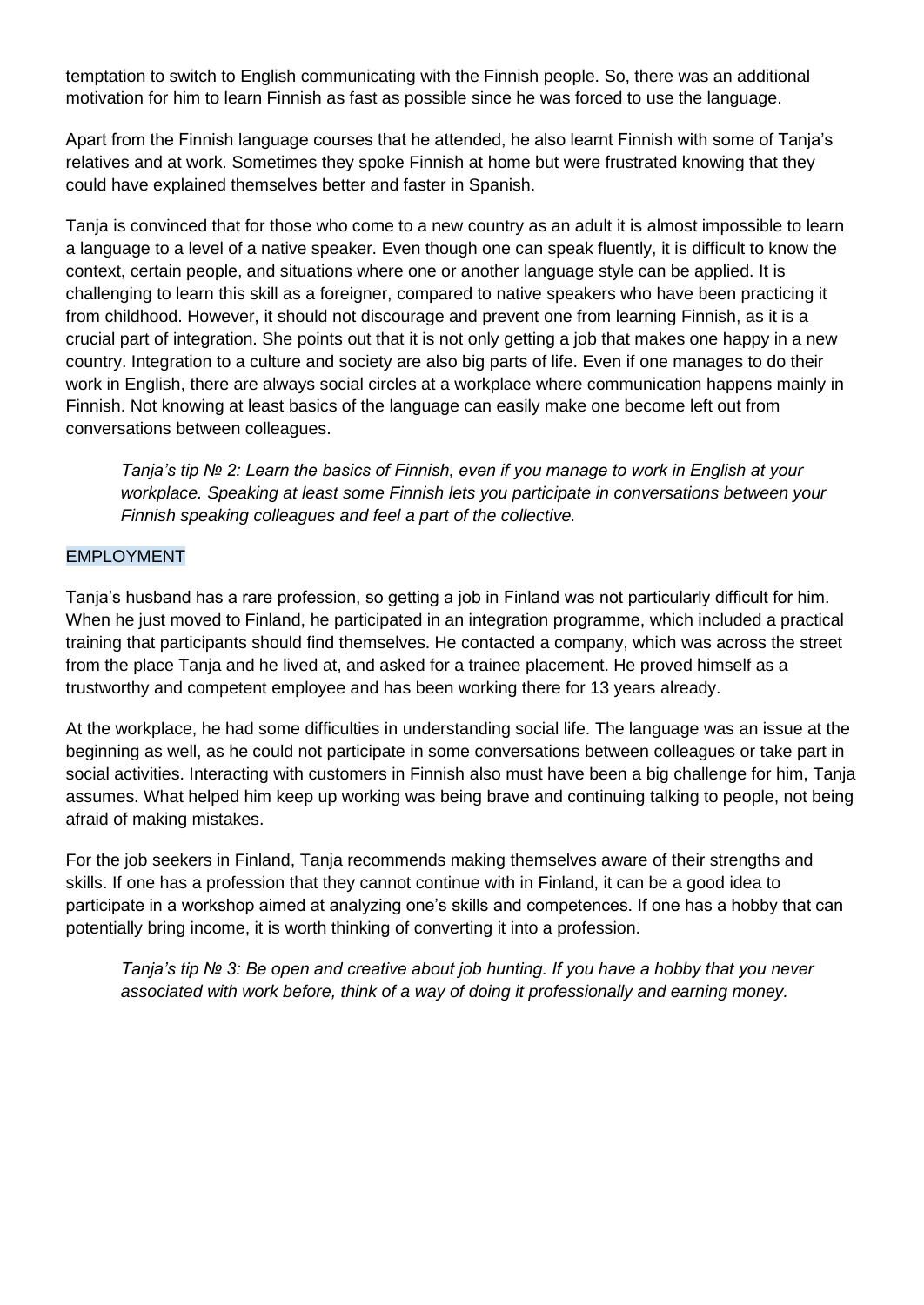temptation to switch to English communicating with the Finnish people. So, there was an additional motivation for him to learn Finnish as fast as possible since he was forced to use the language.

Apart from the Finnish language courses that he attended, he also learnt Finnish with some of Tanja's relatives and at work. Sometimes they spoke Finnish at home but were frustrated knowing that they could have explained themselves better and faster in Spanish.

Tanja is convinced that for those who come to a new country as an adult it is almost impossible to learn a language to a level of a native speaker. Even though one can speak fluently, it is difficult to know the context, certain people, and situations where one or another language style can be applied. It is challenging to learn this skill as a foreigner, compared to native speakers who have been practicing it from childhood. However, it should not discourage and prevent one from learning Finnish, as it is a crucial part of integration. She points out that it is not only getting a job that makes one happy in a new country. Integration to a culture and society are also big parts of life. Even if one manages to do their work in English, there are always social circles at a workplace where communication happens mainly in Finnish. Not knowing at least basics of the language can easily make one become left out from conversations between colleagues.

> *Tanja's tip № 2: Learn the basics of Finnish, even if you manage to work in English at your workplace. Speaking at least some Finnish lets you participate in conversations between your Finnish speaking colleagues and feel a part of the collective.*

## EMPLOYMENT

Tanja's husband has a rare profession, so getting a job in Finland was not particularly difficult for him. When he just moved to Finland, he participated in an integration programme, which included a practical training that participants should find themselves. He contacted a company, which was across the street from the place Tanja and he lived at, and asked for a trainee placement. He proved himself as a trustworthy and competent employee and has been working there for 13 years already.

At the workplace, he had some difficulties in understanding social life. The language was an issue at the beginning as well, as he could not participate in some conversations between colleagues or take part in social activities. Interacting with customers in Finnish also must have been a big challenge for him, Tanja assumes. What helped him keep up working was being brave and continuing talking to people, not being afraid of making mistakes.

For the job seekers in Finland, Tanja recommends making themselves aware of their strengths and skills. If one has a profession that they cannot continue with in Finland, it can be a good idea to participate in a workshop aimed at analyzing one's skills and competences. If one has a hobby that can potentially bring income, it is worth thinking of converting it into a profession.

> *Tanja's tip № 3: Be open and creative about job hunting. If you have a hobby that you never associated with work before, think of a way of doing it professionally and earning money.*